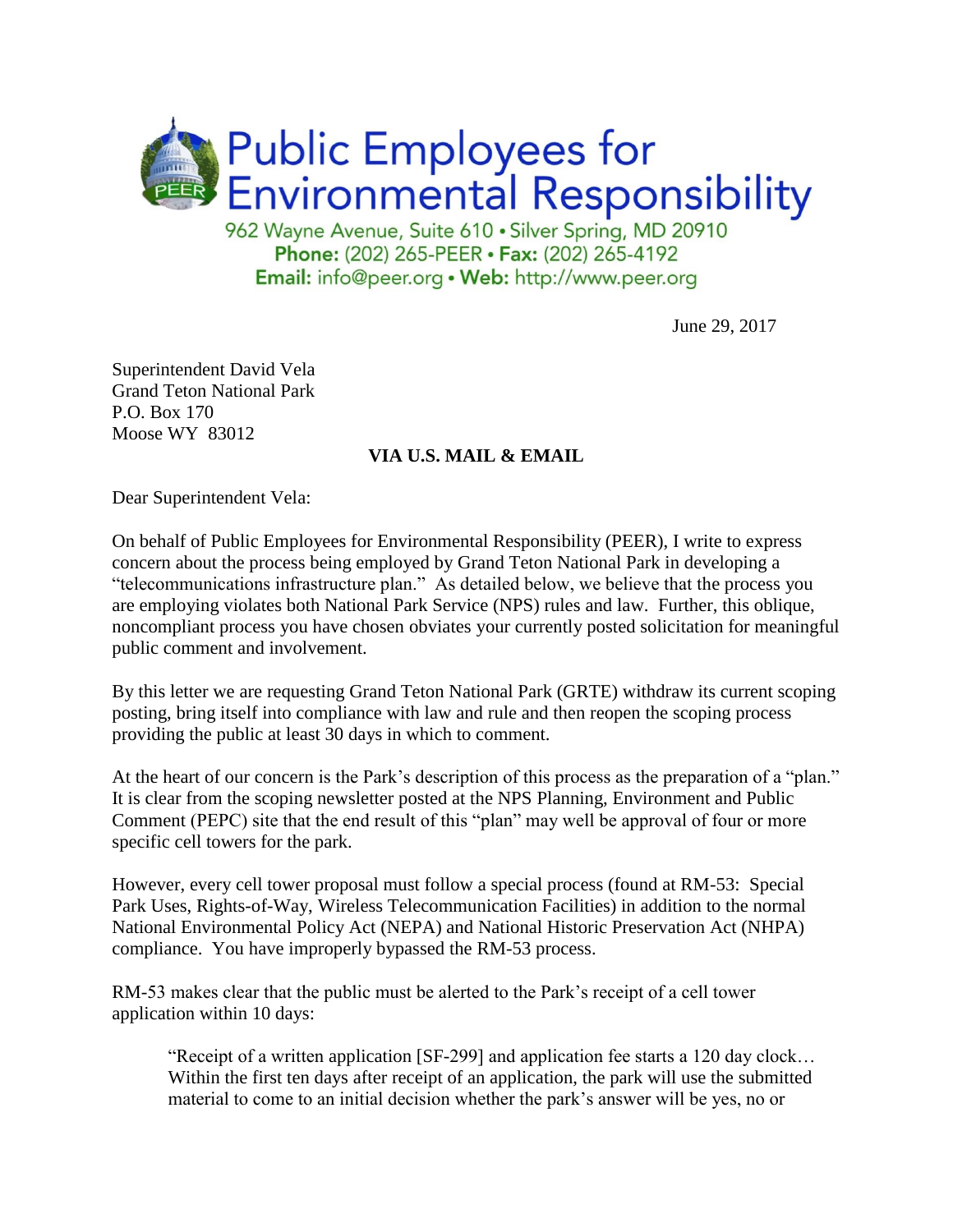# Public Employees for Environmental Responsibility

962 Wayne Avenue, Suite 610 • Silver Spring, MD 20910
**Phone:** (202) 265-PEER • **Fax:** (202) 265-4192
**Email:** info@peer.org • **Web:** http://www.peer.org

June 29, 2017

Superintendent David Vela
Grand Teton National Park
P.O. Box 170
Moose WY 83012

**VIA U.S. MAIL & EMAIL**

Dear Superintendent Vela:

On behalf of Public Employees for Environmental Responsibility (PEER), I write to express concern about the process being employed by Grand Teton National Park in developing a "telecommunications infrastructure plan." As detailed below, we believe that the process you are employing violates both National Park Service (NPS) rules and law. Further, this oblique, noncompliant process you have chosen obviates your currently posted solicitation for meaningful public comment and involvement.

By this letter we are requesting Grand Teton National Park (GRTE) withdraw its current scoping posting, bring itself into compliance with law and rule and then reopen the scoping process providing the public at least 30 days in which to comment.

At the heart of our concern is the Park's description of this process as the preparation of a "plan." It is clear from the scoping newsletter posted at the NPS Planning, Environment and Public Comment (PEPC) site that the end result of this "plan" may well be approval of four or more specific cell towers for the park.

However, every cell tower proposal must follow a special process (found at RM-53: Special Park Uses, Rights-of-Way, Wireless Telecommunication Facilities) in addition to the normal National Environmental Policy Act (NEPA) and National Historic Preservation Act (NHPA) compliance. You have improperly bypassed the RM-53 process.

RM-53 makes clear that the public must be alerted to the Park's receipt of a cell tower application within 10 days:

> "Receipt of a written application [SF-299] and application fee starts a 120 day clock… Within the first ten days after receipt of an application, the park will use the submitted material to come to an initial decision whether the park's answer will be yes, no or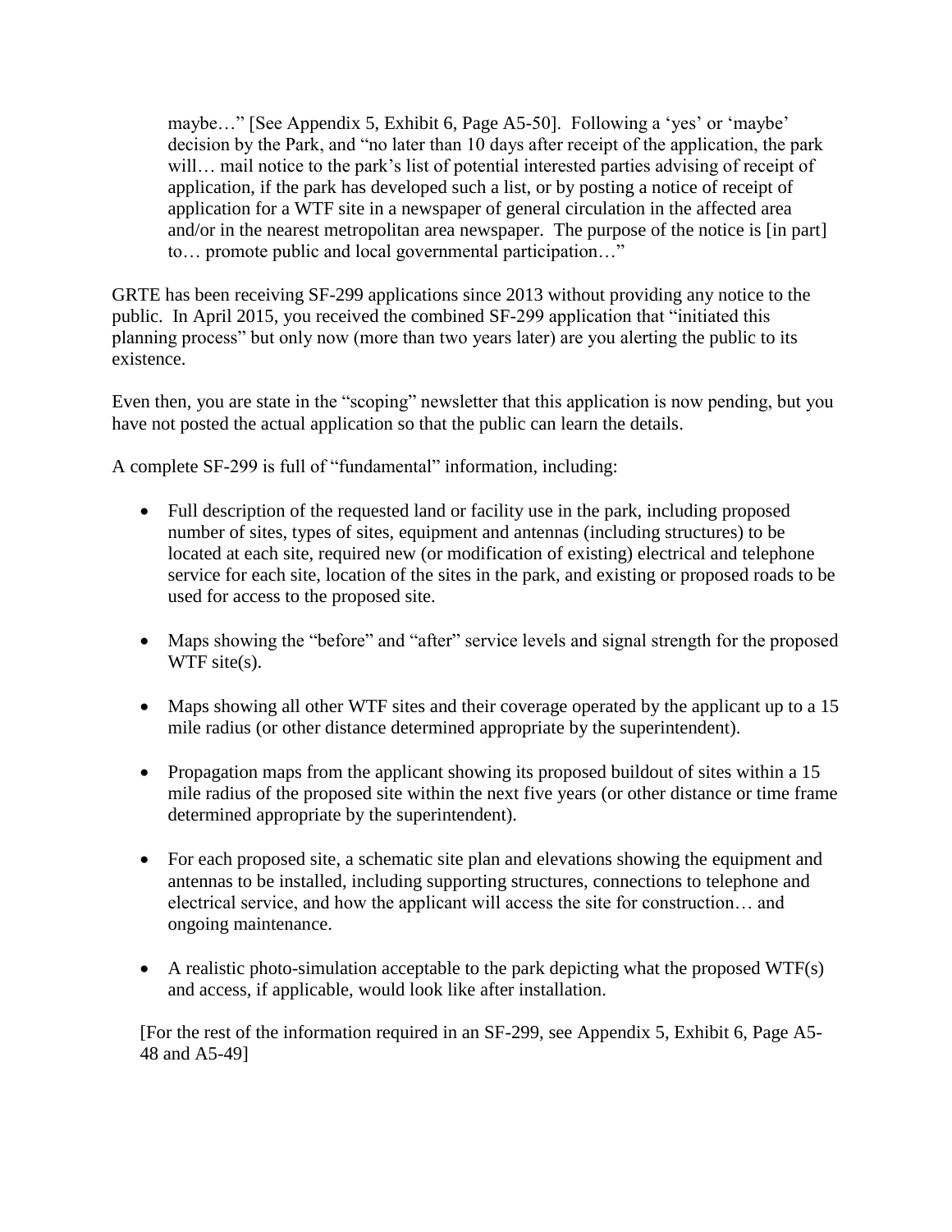maybe…" [See Appendix 5, Exhibit 6, Page A5-50]. Following a 'yes' or 'maybe' decision by the Park, and "no later than 10 days after receipt of the application, the park will… mail notice to the park's list of potential interested parties advising of receipt of application, if the park has developed such a list, or by posting a notice of receipt of application for a WTF site in a newspaper of general circulation in the affected area and/or in the nearest metropolitan area newspaper. The purpose of the notice is [in part] to… promote public and local governmental participation…"

GRTE has been receiving SF-299 applications since 2013 without providing any notice to the public. In April 2015, you received the combined SF-299 application that "initiated this planning process" but only now (more than two years later) are you alerting the public to its existence.

Even then, you are state in the "scoping" newsletter that this application is now pending, but you have not posted the actual application so that the public can learn the details.

A complete SF-299 is full of "fundamental" information, including:

- Full description of the requested land or facility use in the park, including proposed number of sites, types of sites, equipment and antennas (including structures) to be located at each site, required new (or modification of existing) electrical and telephone service for each site, location of the sites in the park, and existing or proposed roads to be used for access to the proposed site.
- Maps showing the "before" and "after" service levels and signal strength for the proposed WTF site(s).
- Maps showing all other WTF sites and their coverage operated by the applicant up to a 15 mile radius (or other distance determined appropriate by the superintendent).
- Propagation maps from the applicant showing its proposed buildout of sites within a 15 mile radius of the proposed site within the next five years (or other distance or time frame determined appropriate by the superintendent).
- For each proposed site, a schematic site plan and elevations showing the equipment and antennas to be installed, including supporting structures, connections to telephone and electrical service, and how the applicant will access the site for construction… and ongoing maintenance.
- A realistic photo-simulation acceptable to the park depicting what the proposed WTF(s) and access, if applicable, would look like after installation.

[For the rest of the information required in an SF-299, see Appendix 5, Exhibit 6, Page A5-48 and A5-49]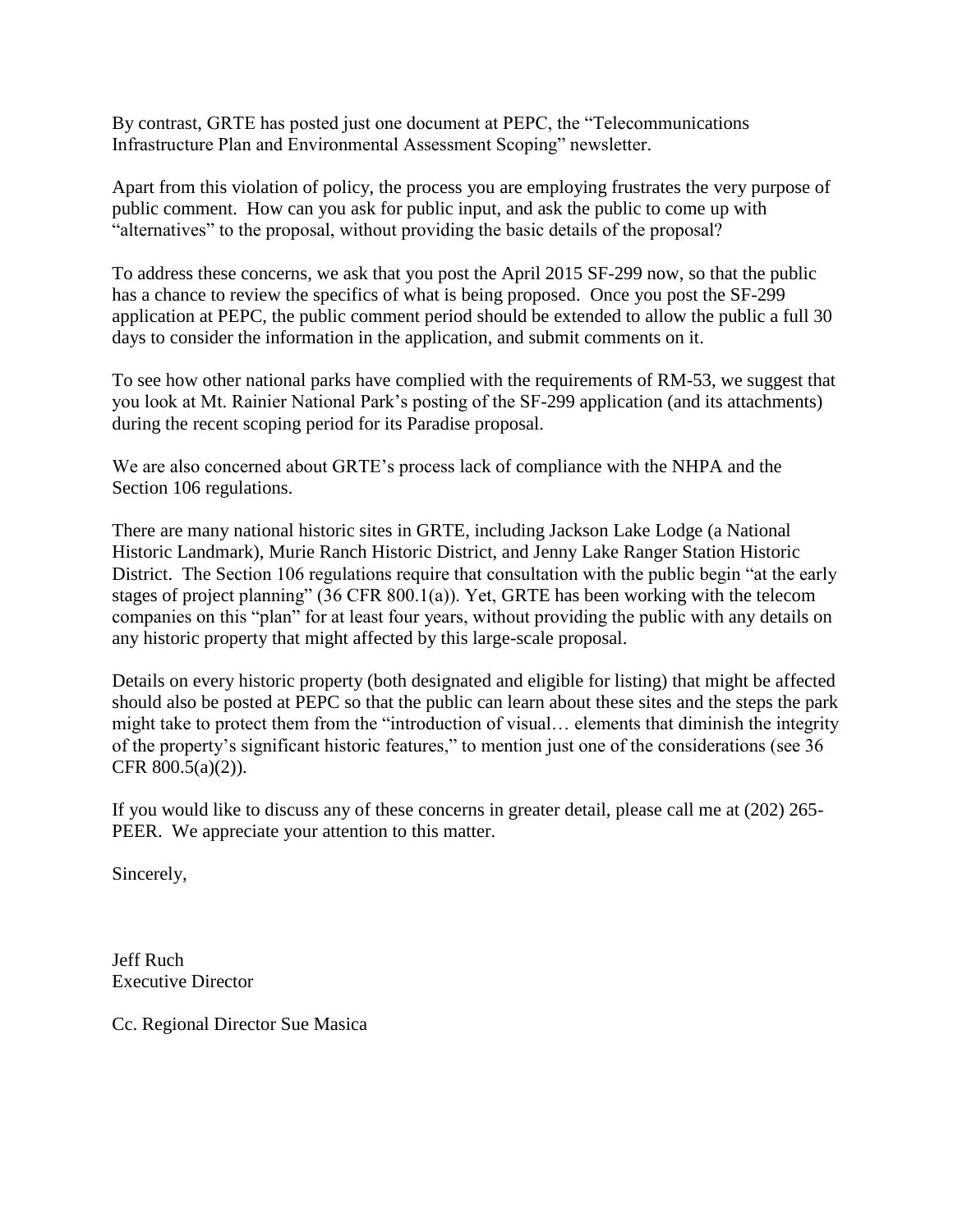By contrast, GRTE has posted just one document at PEPC, the "Telecommunications Infrastructure Plan and Environmental Assessment Scoping" newsletter.

Apart from this violation of policy, the process you are employing frustrates the very purpose of public comment. How can you ask for public input, and ask the public to come up with "alternatives" to the proposal, without providing the basic details of the proposal?

To address these concerns, we ask that you post the April 2015 SF-299 now, so that the public has a chance to review the specifics of what is being proposed. Once you post the SF-299 application at PEPC, the public comment period should be extended to allow the public a full 30 days to consider the information in the application, and submit comments on it.

To see how other national parks have complied with the requirements of RM-53, we suggest that you look at Mt. Rainier National Park's posting of the SF-299 application (and its attachments) during the recent scoping period for its Paradise proposal.

We are also concerned about GRTE's process lack of compliance with the NHPA and the Section 106 regulations.

There are many national historic sites in GRTE, including Jackson Lake Lodge (a National Historic Landmark), Murie Ranch Historic District, and Jenny Lake Ranger Station Historic District. The Section 106 regulations require that consultation with the public begin "at the early stages of project planning" (36 CFR 800.1(a)). Yet, GRTE has been working with the telecom companies on this "plan" for at least four years, without providing the public with any details on any historic property that might affected by this large-scale proposal.

Details on every historic property (both designated and eligible for listing) that might be affected should also be posted at PEPC so that the public can learn about these sites and the steps the park might take to protect them from the "introduction of visual… elements that diminish the integrity of the property's significant historic features," to mention just one of the considerations (see 36 CFR 800.5(a)(2)).

If you would like to discuss any of these concerns in greater detail, please call me at (202) 265-PEER. We appreciate your attention to this matter.

Sincerely,

Jeff Ruch
Executive Director

Cc. Regional Director Sue Masica